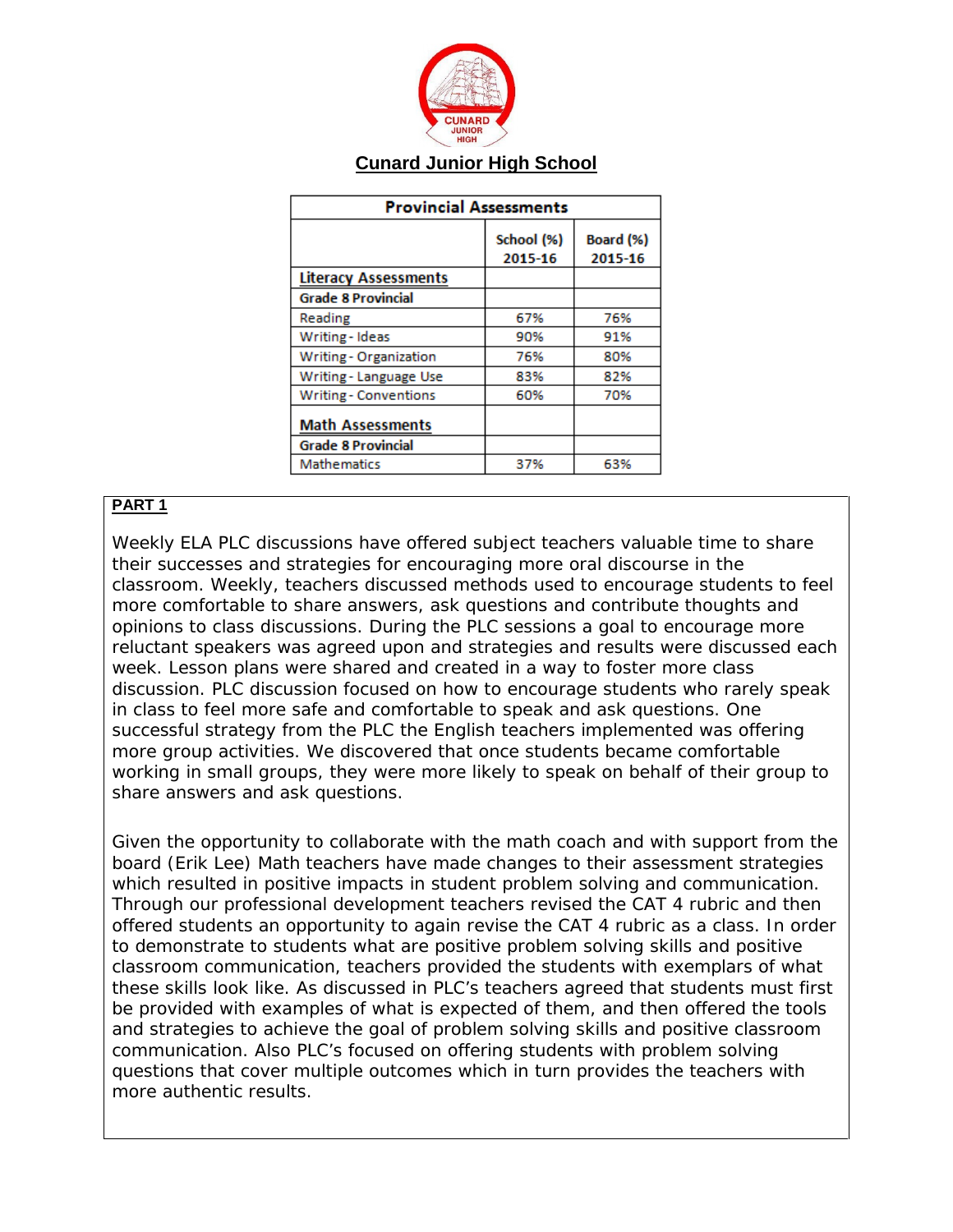# Cunard Junior High School

| Provincial Assessments | | |
|---|---|---|
| | School (%) 2015-16 | Board (%) 2015-16 |
| **Literacy Assessments** | | |
| **Grade 8 Provincial** | | |
| Reading | 67% | 76% |
| Writing - Ideas | 90% | 91% |
| Writing - Organization | 76% | 80% |
| Writing - Language Use | 83% | 82% |
| Writing - Conventions | 60% | 70% |
| **Math Assessments** | | |
| **Grade 8 Provincial** | | |
| Mathematics | 37% | 63% |

## PART 1

Weekly ELA PLC discussions have offered subject teachers valuable time to share their successes and strategies for encouraging more oral discourse in the classroom. Weekly, teachers discussed methods used to encourage students to feel more comfortable to share answers, ask questions and contribute thoughts and opinions to class discussions. During the PLC sessions a goal to encourage more reluctant speakers was agreed upon and strategies and results were discussed each week. Lesson plans were shared and created in a way to foster more class discussion. PLC discussion focused on how to encourage students who rarely speak in class to feel more safe and comfortable to speak and ask questions. One successful strategy from the PLC the English teachers implemented was offering more group activities. We discovered that once students became comfortable working in small groups, they were more likely to speak on behalf of their group to share answers and ask questions.

Given the opportunity to collaborate with the math coach and with support from the board (Erik Lee) Math teachers have made changes to their assessment strategies which resulted in positive impacts in student problem solving and communication. Through our professional development teachers revised the CAT 4 rubric and then offered students an opportunity to again revise the CAT 4 rubric as a class. In order to demonstrate to students what are positive problem solving skills and positive classroom communication, teachers provided the students with exemplars of what these skills look like. As discussed in PLC's teachers agreed that students must first be provided with examples of what is expected of them, and then offered the tools and strategies to achieve the goal of problem solving skills and positive classroom communication. Also PLC's focused on offering students with problem solving questions that cover multiple outcomes which in turn provides the teachers with more authentic results.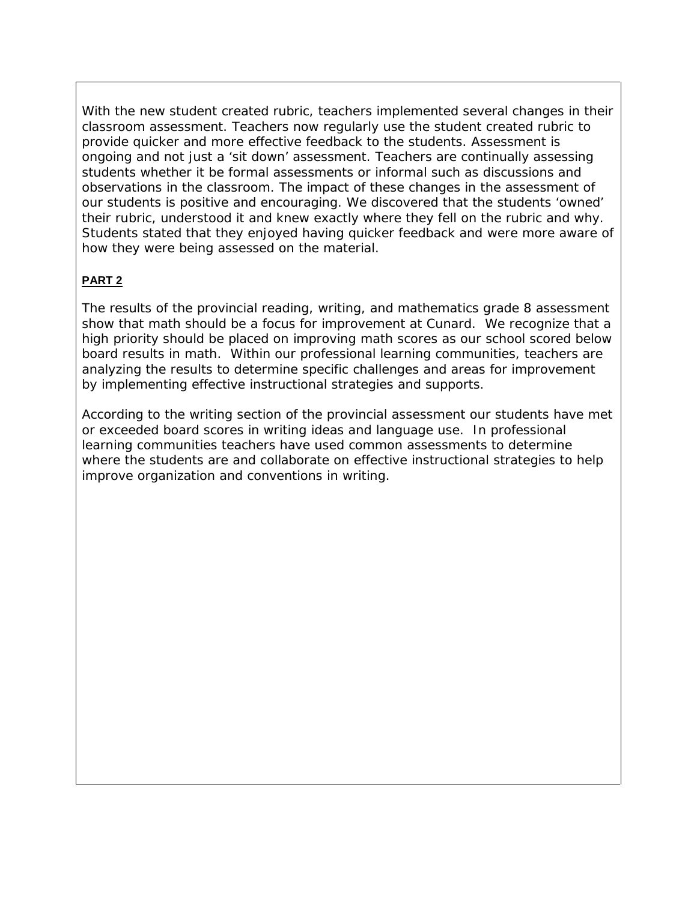With the new student created rubric, teachers implemented several changes in their classroom assessment. Teachers now regularly use the student created rubric to provide quicker and more effective feedback to the students. Assessment is ongoing and not just a 'sit down' assessment. Teachers are continually assessing students whether it be formal assessments or informal such as discussions and observations in the classroom. The impact of these changes in the assessment of our students is positive and encouraging. We discovered that the students 'owned' their rubric, understood it and knew exactly where they fell on the rubric and why. Students stated that they enjoyed having quicker feedback and were more aware of how they were being assessed on the material.

**PART 2**

The results of the provincial reading, writing, and mathematics grade 8 assessment show that math should be a focus for improvement at Cunard. We recognize that a high priority should be placed on improving math scores as our school scored below board results in math. Within our professional learning communities, teachers are analyzing the results to determine specific challenges and areas for improvement by implementing effective instructional strategies and supports.

According to the writing section of the provincial assessment our students have met or exceeded board scores in writing ideas and language use. In professional learning communities teachers have used common assessments to determine where the students are and collaborate on effective instructional strategies to help improve organization and conventions in writing.